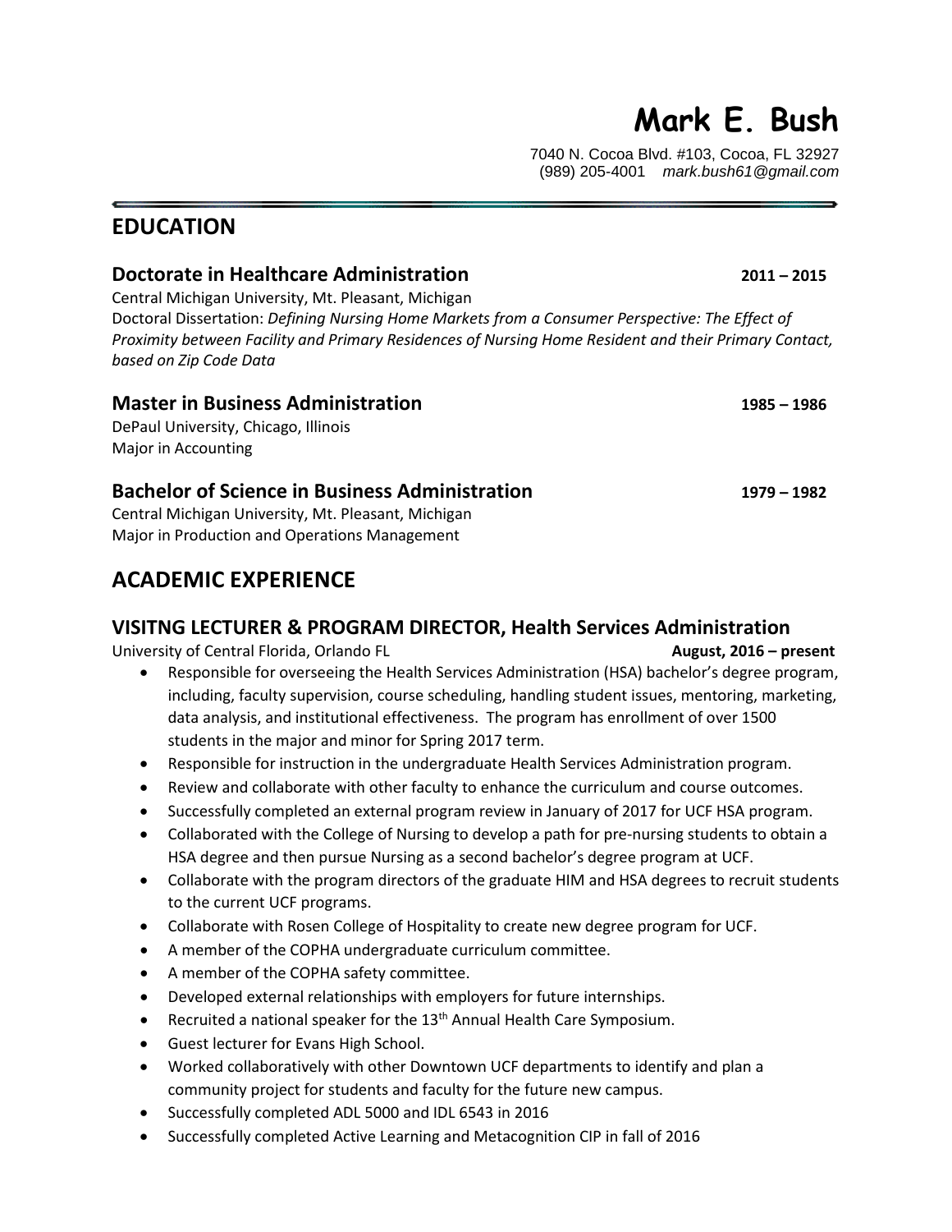# Mark E. Bush

7040 N. Cocoa Blvd. #103, Cocoa, FL 32927
(989) 205-4001 *mark.bush61@gmail.com*

## EDUCATION

### Doctorate in Healthcare Administration — 2011 – 2015

Central Michigan University, Mt. Pleasant, Michigan
Doctoral Dissertation: *Defining Nursing Home Markets from a Consumer Perspective: The Effect of Proximity between Facility and Primary Residences of Nursing Home Resident and their Primary Contact, based on Zip Code Data*

### Master in Business Administration — 1985 – 1986

DePaul University, Chicago, Illinois
Major in Accounting

### Bachelor of Science in Business Administration — 1979 – 1982

Central Michigan University, Mt. Pleasant, Michigan
Major in Production and Operations Management

## ACADEMIC EXPERIENCE

### VISITNG LECTURER & PROGRAM DIRECTOR, Health Services Administration

University of Central Florida, Orlando FL — **August, 2016 – present**

- Responsible for overseeing the Health Services Administration (HSA) bachelor's degree program, including, faculty supervision, course scheduling, handling student issues, mentoring, marketing, data analysis, and institutional effectiveness. The program has enrollment of over 1500 students in the major and minor for Spring 2017 term.
- Responsible for instruction in the undergraduate Health Services Administration program.
- Review and collaborate with other faculty to enhance the curriculum and course outcomes.
- Successfully completed an external program review in January of 2017 for UCF HSA program.
- Collaborated with the College of Nursing to develop a path for pre-nursing students to obtain a HSA degree and then pursue Nursing as a second bachelor's degree program at UCF.
- Collaborate with the program directors of the graduate HIM and HSA degrees to recruit students to the current UCF programs.
- Collaborate with Rosen College of Hospitality to create new degree program for UCF.
- A member of the COPHA undergraduate curriculum committee.
- A member of the COPHA safety committee.
- Developed external relationships with employers for future internships.
- Recruited a national speaker for the 13th Annual Health Care Symposium.
- Guest lecturer for Evans High School.
- Worked collaboratively with other Downtown UCF departments to identify and plan a community project for students and faculty for the future new campus.
- Successfully completed ADL 5000 and IDL 6543 in 2016
- Successfully completed Active Learning and Metacognition CIP in fall of 2016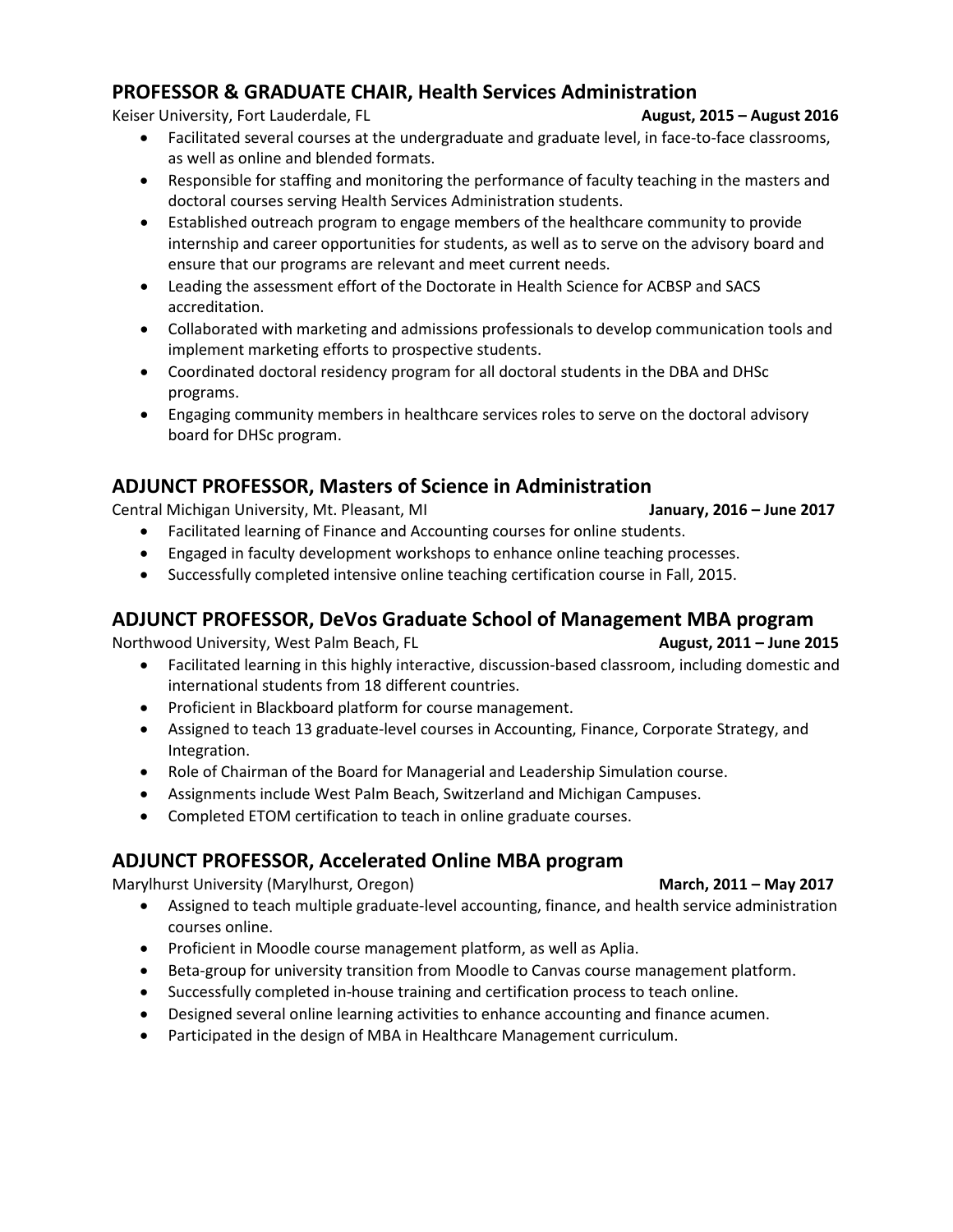## PROFESSOR & GRADUATE CHAIR, Health Services Administration

Keiser University, Fort Lauderdale, FL **August, 2015 – August 2016**

- Facilitated several courses at the undergraduate and graduate level, in face-to-face classrooms, as well as online and blended formats.
- Responsible for staffing and monitoring the performance of faculty teaching in the masters and doctoral courses serving Health Services Administration students.
- Established outreach program to engage members of the healthcare community to provide internship and career opportunities for students, as well as to serve on the advisory board and ensure that our programs are relevant and meet current needs.
- Leading the assessment effort of the Doctorate in Health Science for ACBSP and SACS accreditation.
- Collaborated with marketing and admissions professionals to develop communication tools and implement marketing efforts to prospective students.
- Coordinated doctoral residency program for all doctoral students in the DBA and DHSc programs.
- Engaging community members in healthcare services roles to serve on the doctoral advisory board for DHSc program.

## ADJUNCT PROFESSOR, Masters of Science in Administration

Central Michigan University, Mt. Pleasant, MI **January, 2016 – June 2017**

- Facilitated learning of Finance and Accounting courses for online students.
- Engaged in faculty development workshops to enhance online teaching processes.
- Successfully completed intensive online teaching certification course in Fall, 2015.

## ADJUNCT PROFESSOR, DeVos Graduate School of Management MBA program

Northwood University, West Palm Beach, FL **August, 2011 – June 2015**

- Facilitated learning in this highly interactive, discussion-based classroom, including domestic and international students from 18 different countries.
- Proficient in Blackboard platform for course management.
- Assigned to teach 13 graduate-level courses in Accounting, Finance, Corporate Strategy, and Integration.
- Role of Chairman of the Board for Managerial and Leadership Simulation course.
- Assignments include West Palm Beach, Switzerland and Michigan Campuses.
- Completed ETOM certification to teach in online graduate courses.

## ADJUNCT PROFESSOR, Accelerated Online MBA program

Marylhurst University (Marylhurst, Oregon) **March, 2011 – May 2017**

- Assigned to teach multiple graduate-level accounting, finance, and health service administration courses online.
- Proficient in Moodle course management platform, as well as Aplia.
- Beta-group for university transition from Moodle to Canvas course management platform.
- Successfully completed in-house training and certification process to teach online.
- Designed several online learning activities to enhance accounting and finance acumen.
- Participated in the design of MBA in Healthcare Management curriculum.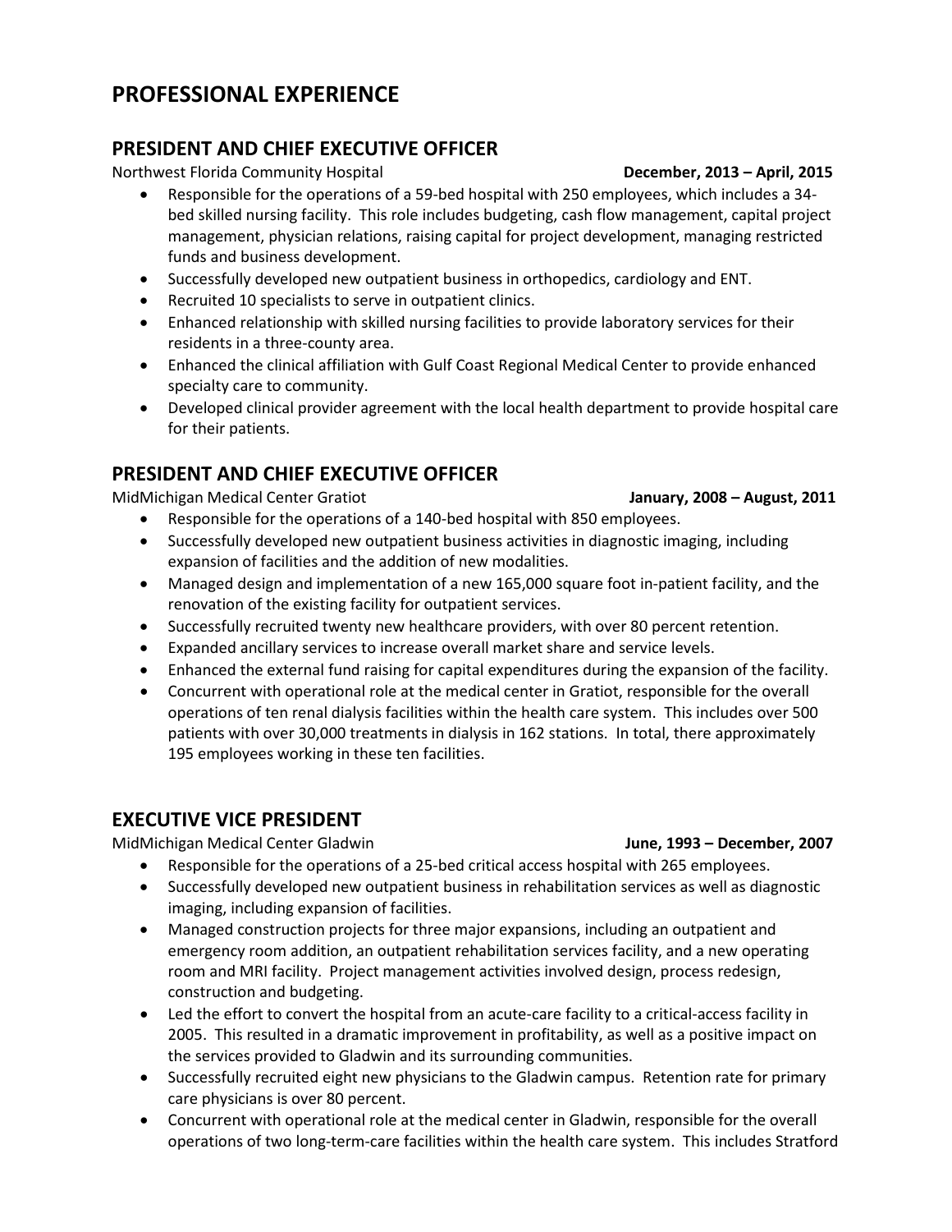# PROFESSIONAL EXPERIENCE

## PRESIDENT AND CHIEF EXECUTIVE OFFICER

Northwest Florida Community Hospital **December, 2013 – April, 2015**

- Responsible for the operations of a 59-bed hospital with 250 employees, which includes a 34-bed skilled nursing facility. This role includes budgeting, cash flow management, capital project management, physician relations, raising capital for project development, managing restricted funds and business development.
- Successfully developed new outpatient business in orthopedics, cardiology and ENT.
- Recruited 10 specialists to serve in outpatient clinics.
- Enhanced relationship with skilled nursing facilities to provide laboratory services for their residents in a three-county area.
- Enhanced the clinical affiliation with Gulf Coast Regional Medical Center to provide enhanced specialty care to community.
- Developed clinical provider agreement with the local health department to provide hospital care for their patients.

## PRESIDENT AND CHIEF EXECUTIVE OFFICER

MidMichigan Medical Center Gratiot **January, 2008 – August, 2011**

- Responsible for the operations of a 140-bed hospital with 850 employees.
- Successfully developed new outpatient business activities in diagnostic imaging, including expansion of facilities and the addition of new modalities.
- Managed design and implementation of a new 165,000 square foot in-patient facility, and the renovation of the existing facility for outpatient services.
- Successfully recruited twenty new healthcare providers, with over 80 percent retention.
- Expanded ancillary services to increase overall market share and service levels.
- Enhanced the external fund raising for capital expenditures during the expansion of the facility.
- Concurrent with operational role at the medical center in Gratiot, responsible for the overall operations of ten renal dialysis facilities within the health care system. This includes over 500 patients with over 30,000 treatments in dialysis in 162 stations. In total, there approximately 195 employees working in these ten facilities.

## EXECUTIVE VICE PRESIDENT

MidMichigan Medical Center Gladwin **June, 1993 – December, 2007**

- Responsible for the operations of a 25-bed critical access hospital with 265 employees.
- Successfully developed new outpatient business in rehabilitation services as well as diagnostic imaging, including expansion of facilities.
- Managed construction projects for three major expansions, including an outpatient and emergency room addition, an outpatient rehabilitation services facility, and a new operating room and MRI facility. Project management activities involved design, process redesign, construction and budgeting.
- Led the effort to convert the hospital from an acute-care facility to a critical-access facility in 2005. This resulted in a dramatic improvement in profitability, as well as a positive impact on the services provided to Gladwin and its surrounding communities.
- Successfully recruited eight new physicians to the Gladwin campus. Retention rate for primary care physicians is over 80 percent.
- Concurrent with operational role at the medical center in Gladwin, responsible for the overall operations of two long-term-care facilities within the health care system. This includes Stratford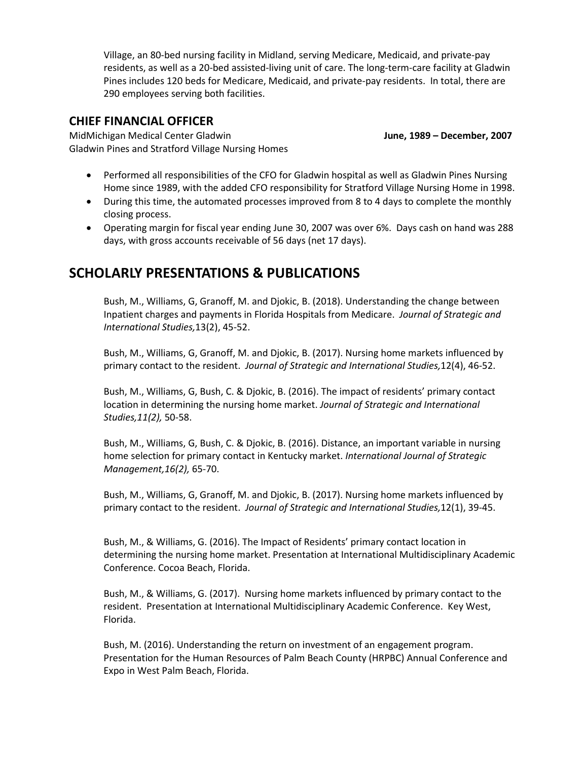Village, an 80-bed nursing facility in Midland, serving Medicare, Medicaid, and private-pay residents, as well as a 20-bed assisted-living unit of care. The long-term-care facility at Gladwin Pines includes 120 beds for Medicare, Medicaid, and private-pay residents. In total, there are 290 employees serving both facilities.

### CHIEF FINANCIAL OFFICER

MidMichigan Medical Center Gladwin **June, 1989 – December, 2007**
Gladwin Pines and Stratford Village Nursing Homes

- Performed all responsibilities of the CFO for Gladwin hospital as well as Gladwin Pines Nursing Home since 1989, with the added CFO responsibility for Stratford Village Nursing Home in 1998.
- During this time, the automated processes improved from 8 to 4 days to complete the monthly closing process.
- Operating margin for fiscal year ending June 30, 2007 was over 6%. Days cash on hand was 288 days, with gross accounts receivable of 56 days (net 17 days).

## SCHOLARLY PRESENTATIONS & PUBLICATIONS

Bush, M., Williams, G, Granoff, M. and Djokic, B. (2018). Understanding the change between Inpatient charges and payments in Florida Hospitals from Medicare. *Journal of Strategic and International Studies,*13(2), 45-52.

Bush, M., Williams, G, Granoff, M. and Djokic, B. (2017). Nursing home markets influenced by primary contact to the resident. *Journal of Strategic and International Studies,*12(4), 46-52.

Bush, M., Williams, G, Bush, C. & Djokic, B. (2016). The impact of residents' primary contact location in determining the nursing home market. *Journal of Strategic and International Studies,11(2),* 50-58.

Bush, M., Williams, G, Bush, C. & Djokic, B. (2016). Distance, an important variable in nursing home selection for primary contact in Kentucky market. *International Journal of Strategic Management,16(2),* 65-70.

Bush, M., Williams, G, Granoff, M. and Djokic, B. (2017). Nursing home markets influenced by primary contact to the resident. *Journal of Strategic and International Studies,*12(1), 39-45.

Bush, M., & Williams, G. (2016). The Impact of Residents' primary contact location in determining the nursing home market. Presentation at International Multidisciplinary Academic Conference. Cocoa Beach, Florida.

Bush, M., & Williams, G. (2017). Nursing home markets influenced by primary contact to the resident. Presentation at International Multidisciplinary Academic Conference. Key West, Florida.

Bush, M. (2016). Understanding the return on investment of an engagement program. Presentation for the Human Resources of Palm Beach County (HRPBC) Annual Conference and Expo in West Palm Beach, Florida.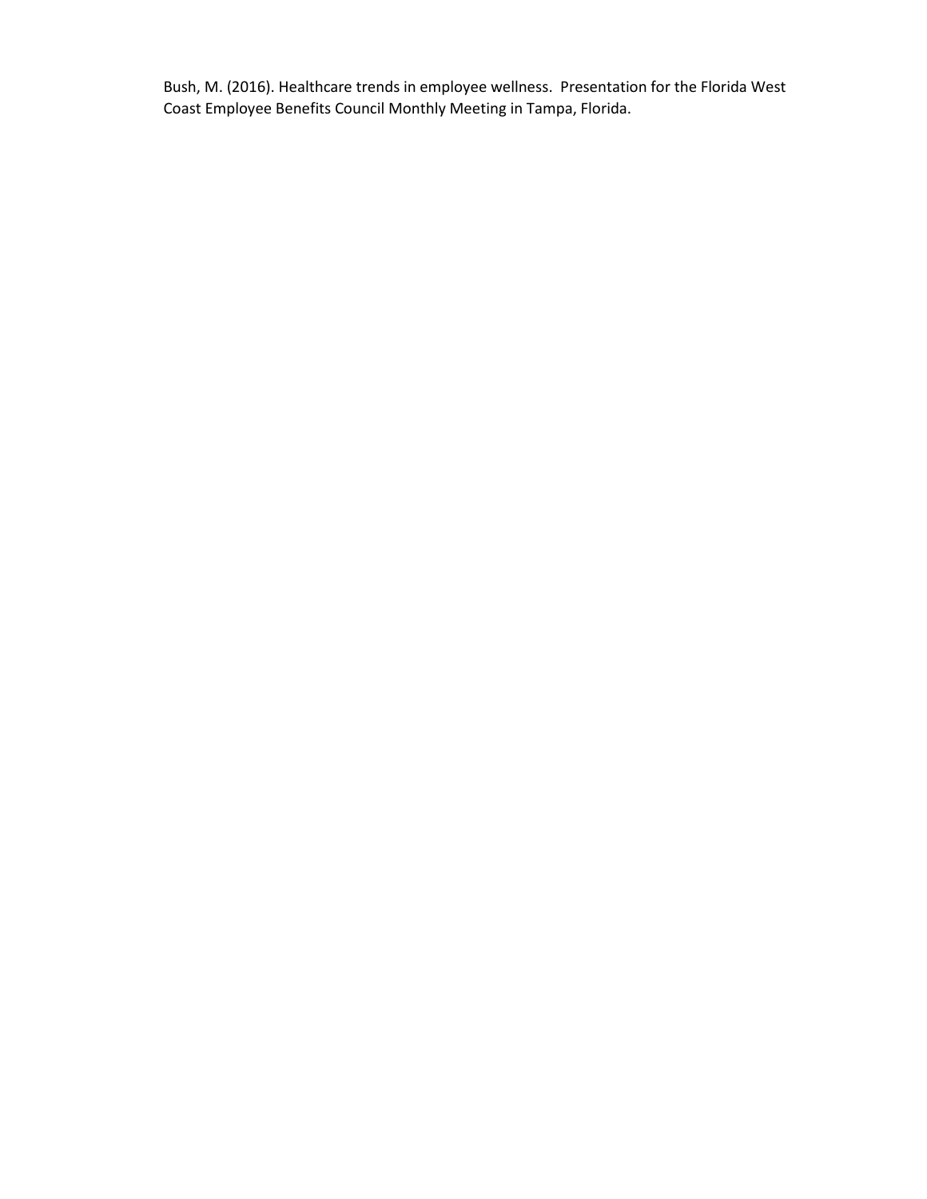Bush, M. (2016). Healthcare trends in employee wellness. Presentation for the Florida West Coast Employee Benefits Council Monthly Meeting in Tampa, Florida.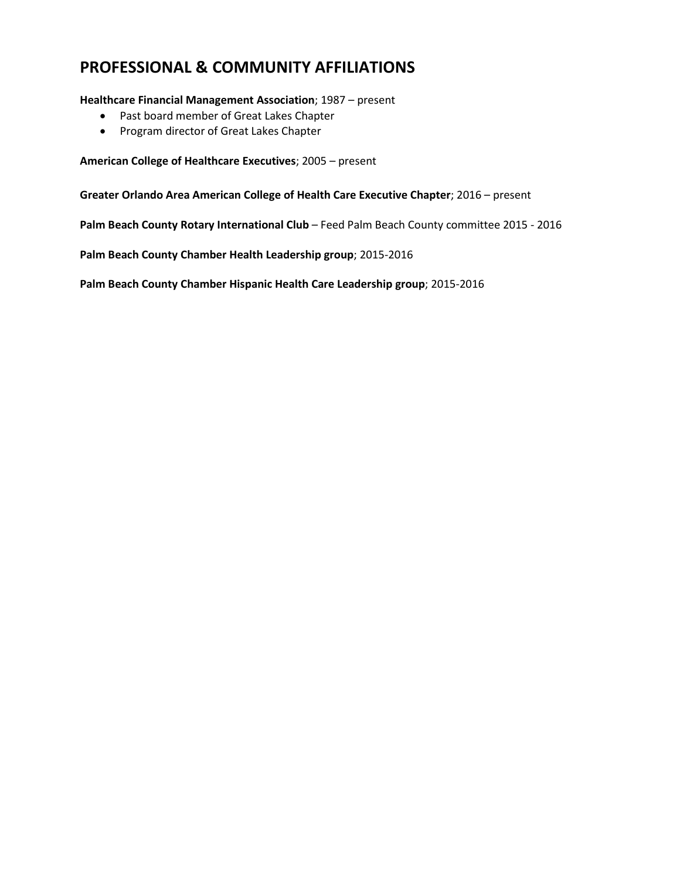## PROFESSIONAL & COMMUNITY AFFILIATIONS

**Healthcare Financial Management Association**; 1987 – present

- Past board member of Great Lakes Chapter
- Program director of Great Lakes Chapter

**American College of Healthcare Executives**; 2005 – present

**Greater Orlando Area American College of Health Care Executive Chapter**; 2016 – present

**Palm Beach County Rotary International Club** – Feed Palm Beach County committee 2015 - 2016

**Palm Beach County Chamber Health Leadership group**; 2015-2016

**Palm Beach County Chamber Hispanic Health Care Leadership group**; 2015-2016